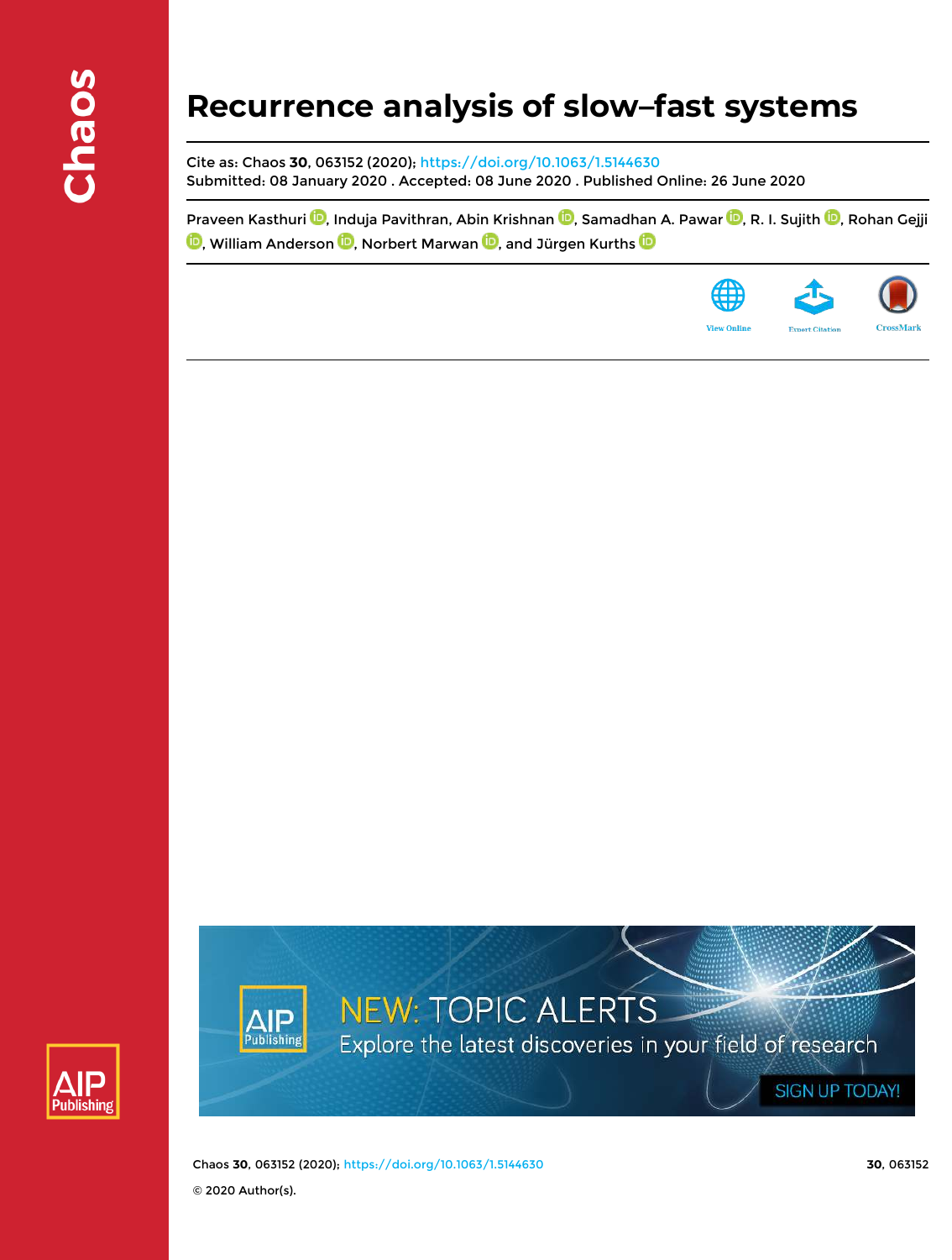# Recurrence analysis of slow–fast systems

Cite as: Chaos **30**, 063152 (2020); https://doi.org/10.1063/1.5144630
Submitted: 08 January 2020 . Accepted: 08 June 2020 . Published Online: 26 June 2020

Praveen Kasthuri, Induja Pavithran, Abin Krishnan, Samadhan A. Pawar, R. I. Sujith, Rohan Gejji, William Anderson, Norbert Marwan, and Jürgen Kurths

© 2020 Author(s).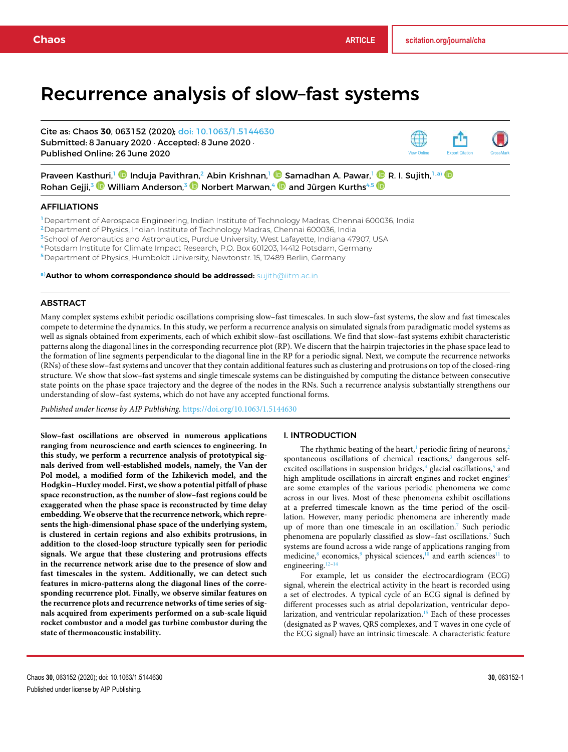# Recurrence analysis of slow–fast systems

Cite as: Chaos **30**, 063152 (2020); doi: 10.1063/1.5144630
Submitted: 8 January 2020 · Accepted: 8 June 2020 ·
Published Online: 26 June 2020

Praveen Kasthuri,[1] Induja Pavithran,[2] Abin Krishnan,[1] Samadhan A. Pawar,[1] R. I. Sujith,[1,a)] Rohan Gejji,[3] William Anderson,[3] Norbert Marwan,[4] and Jürgen Kurths[4,5]

## AFFILIATIONS

[1]Department of Aerospace Engineering, Indian Institute of Technology Madras, Chennai 600036, India
[2]Department of Physics, Indian Institute of Technology Madras, Chennai 600036, India
[3]School of Aeronautics and Astronautics, Purdue University, West Lafayette, Indiana 47907, USA
[4]Potsdam Institute for Climate Impact Research, P.O. Box 601203, 14412 Potsdam, Germany
[5]Department of Physics, Humboldt University, Newtonstr. 15, 12489 Berlin, Germany

[a)]**Author to whom correspondence should be addressed:** sujith@iitm.ac.in

## ABSTRACT

Many complex systems exhibit periodic oscillations comprising slow–fast timescales. In such slow–fast systems, the slow and fast timescales compete to determine the dynamics. In this study, we perform a recurrence analysis on simulated signals from paradigmatic model systems as well as signals obtained from experiments, each of which exhibit slow–fast oscillations. We find that slow–fast systems exhibit characteristic patterns along the diagonal lines in the corresponding recurrence plot (RP). We discern that the hairpin trajectories in the phase space lead to the formation of line segments perpendicular to the diagonal line in the RP for a periodic signal. Next, we compute the recurrence networks (RNs) of these slow–fast systems and uncover that they contain additional features such as clustering and protrusions on top of the closed-ring structure. We show that slow–fast systems and single timescale systems can be distinguished by computing the distance between consecutive state points on the phase space trajectory and the degree of the nodes in the RNs. Such a recurrence analysis substantially strengthens our understanding of slow–fast systems, which do not have any accepted functional forms.

*Published under license by AIP Publishing.* https://doi.org/10.1063/1.5144630

**Slow–fast oscillations are observed in numerous applications ranging from neuroscience and earth sciences to engineering. In this study, we perform a recurrence analysis of prototypical signals derived from well-established models, namely, the Van der Pol model, a modified form of the Izhikevich model, and the Hodgkin–Huxley model. First, we show a potential pitfall of phase space reconstruction, as the number of slow–fast regions could be exaggerated when the phase space is reconstructed by time delay embedding. We observe that the recurrence network, which represents the high-dimensional phase space of the underlying system, is clustered in certain regions and also exhibits protrusions, in addition to the closed-loop structure typically seen for periodic signals. We argue that these clustering and protrusions effects in the recurrence network arise due to the presence of slow and fast timescales in the system. Additionally, we can detect such features in micro-patterns along the diagonal lines of the corresponding recurrence plot. Finally, we observe similar features on the recurrence plots and recurrence networks of time series of signals acquired from experiments performed on a sub-scale liquid rocket combustor and a model gas turbine combustor during the state of thermoacoustic instability.**

## I. INTRODUCTION

The rhythmic beating of the heart,[1] periodic firing of neurons,[2] spontaneous oscillations of chemical reactions,[3] dangerous self-excited oscillations in suspension bridges,[4] glacial oscillations,[5] and high amplitude oscillations in aircraft engines and rocket engines[6] are some examples of the various periodic phenomena we come across in our lives. Most of these phenomena exhibit oscillations at a preferred timescale known as the time period of the oscillation. However, many periodic phenomena are inherently made up of more than one timescale in an oscillation.[7] Such periodic phenomena are popularly classified as slow–fast oscillations.[7] Such systems are found across a wide range of applications ranging from medicine,[8] economics,[9] physical sciences,[10] and earth sciences[11] to engineering.[12–14]

For example, let us consider the electrocardiogram (ECG) signal, wherein the electrical activity in the heart is recorded using a set of electrodes. A typical cycle of an ECG signal is defined by different processes such as atrial depolarization, ventricular depolarization, and ventricular repolarization.[15] Each of these processes (designated as P waves, QRS complexes, and T waves in one cycle of the ECG signal) have an intrinsic timescale. A characteristic feature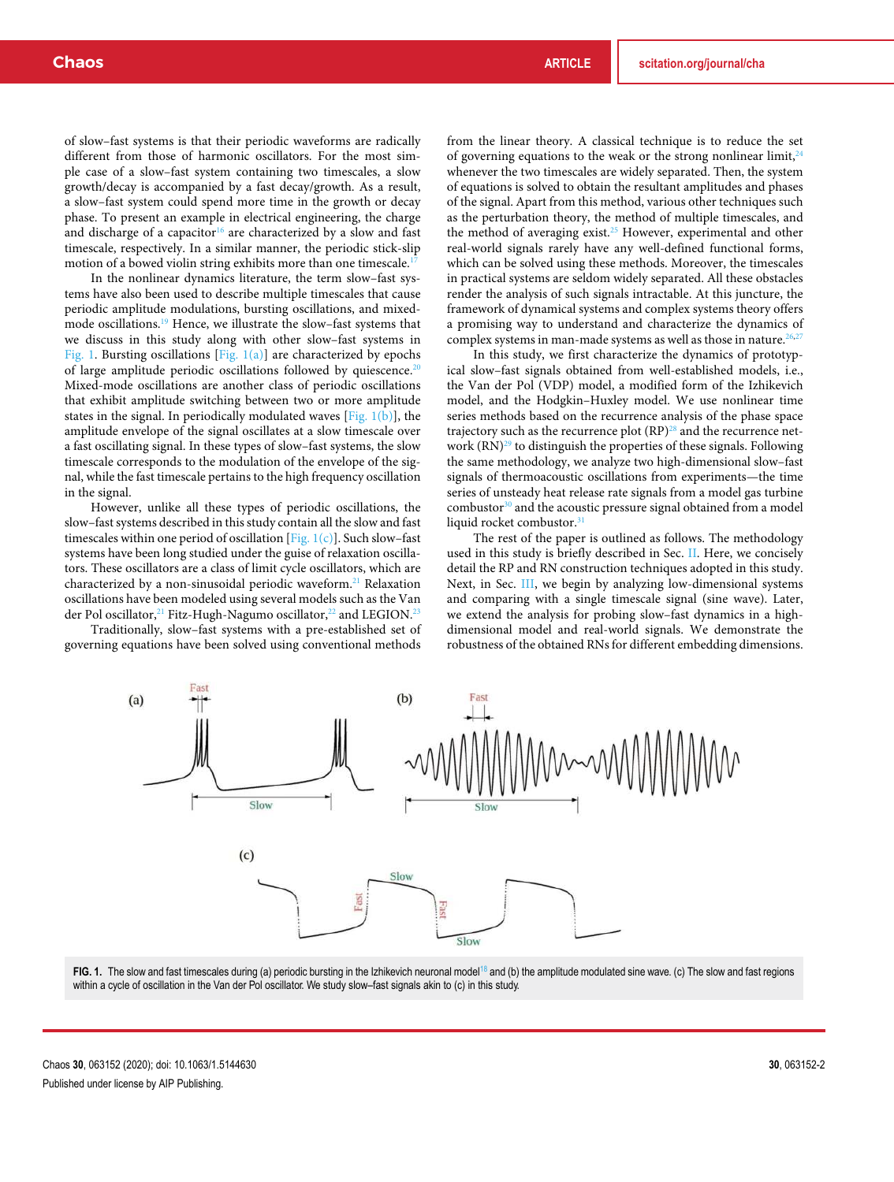of slow–fast systems is that their periodic waveforms are radically different from those of harmonic oscillators. For the most simple case of a slow–fast system containing two timescales, a slow growth/decay is accompanied by a fast decay/growth. As a result, a slow–fast system could spend more time in the growth or decay phase. To present an example in electrical engineering, the charge and discharge of a capacitor[16] are characterized by a slow and fast timescale, respectively. In a similar manner, the periodic stick-slip motion of a bowed violin string exhibits more than one timescale.[17]

In the nonlinear dynamics literature, the term slow–fast systems have also been used to describe multiple timescales that cause periodic amplitude modulations, bursting oscillations, and mixed-mode oscillations.[19] Hence, we illustrate the slow–fast systems that we discuss in this study along with other slow–fast systems in Fig. 1. Bursting oscillations [Fig. 1(a)] are characterized by epochs of large amplitude periodic oscillations followed by quiescence.[20] Mixed-mode oscillations are another class of periodic oscillations that exhibit amplitude switching between two or more amplitude states in the signal. In periodically modulated waves [Fig. 1(b)], the amplitude envelope of the signal oscillates at a slow timescale over a fast oscillating signal. In these types of slow–fast systems, the slow timescale corresponds to the modulation of the envelope of the signal, while the fast timescale pertains to the high frequency oscillation in the signal.

However, unlike all these types of periodic oscillations, the slow–fast systems described in this study contain all the slow and fast timescales within one period of oscillation [Fig. 1(c)]. Such slow–fast systems have been long studied under the guise of relaxation oscillators. These oscillators are a class of limit cycle oscillators, which are characterized by a non-sinusoidal periodic waveform.[21] Relaxation oscillations have been modeled using several models such as the Van der Pol oscillator,[21] Fitz-Hugh-Nagumo oscillator,[22] and LEGION.[23]

Traditionally, slow–fast systems with a pre-established set of governing equations have been solved using conventional methods from the linear theory. A classical technique is to reduce the set of governing equations to the weak or the strong nonlinear limit,[24] whenever the two timescales are widely separated. Then, the system of equations is solved to obtain the resultant amplitudes and phases of the signal. Apart from this method, various other techniques such as the perturbation theory, the method of multiple timescales, and the method of averaging exist.[25] However, experimental and other real-world signals rarely have any well-defined functional forms, which can be solved using these methods. Moreover, the timescales in practical systems are seldom widely separated. All these obstacles render the analysis of such signals intractable. At this juncture, the framework of dynamical systems and complex systems theory offers a promising way to understand and characterize the dynamics of complex systems in man-made systems as well as those in nature.[26,27]

In this study, we first characterize the dynamics of prototypical slow–fast signals obtained from well-established models, i.e., the Van der Pol (VDP) model, a modified form of the Izhikevich model, and the Hodgkin–Huxley model. We use nonlinear time series methods based on the recurrence analysis of the phase space trajectory such as the recurrence plot (RP)[28] and the recurrence network (RN)[29] to distinguish the properties of these signals. Following the same methodology, we analyze two high-dimensional slow–fast signals of thermoacoustic oscillations from experiments—the time series of unsteady heat release rate signals from a model gas turbine combustor[30] and the acoustic pressure signal obtained from a model liquid rocket combustor.[31]

The rest of the paper is outlined as follows. The methodology used in this study is briefly described in Sec. II. Here, we concisely detail the RP and RN construction techniques adopted in this study. Next, in Sec. III, we begin by analyzing low-dimensional systems and comparing with a single timescale signal (sine wave). Later, we extend the analysis for probing slow–fast dynamics in a high-dimensional model and real-world signals. We demonstrate the robustness of the obtained RNs for different embedding dimensions.

**FIG. 1.** The slow and fast timescales during (a) periodic bursting in the Izhikevich neuronal model[18] and (b) the amplitude modulated sine wave. (c) The slow and fast regions within a cycle of oscillation in the Van der Pol oscillator. We study slow–fast signals akin to (c) in this study.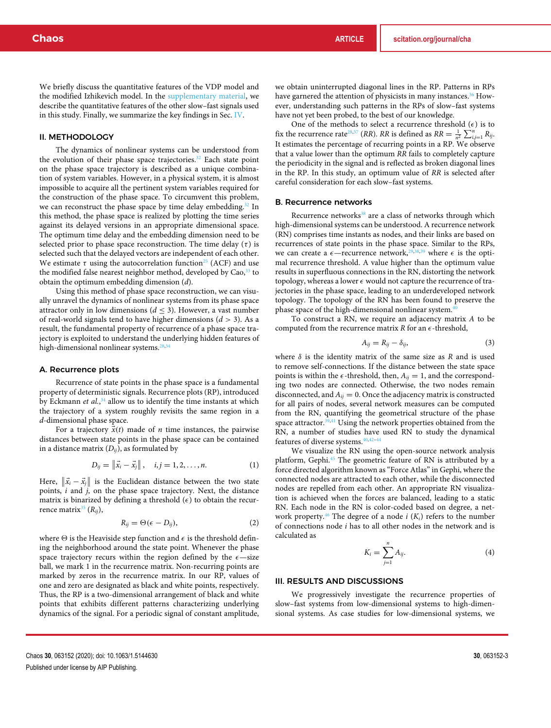We briefly discuss the quantitative features of the VDP model and the modified Izhikevich model. In the supplementary material, we describe the quantitative features of the other slow–fast signals used in this study. Finally, we summarize the key findings in Sec. IV.

## II. METHODOLOGY

The dynamics of nonlinear systems can be understood from the evolution of their phase space trajectories.[32] Each state point on the phase space trajectory is described as a unique combination of system variables. However, in a physical system, it is almost impossible to acquire all the pertinent system variables required for the construction of the phase space. To circumvent this problem, we can reconstruct the phase space by time delay embedding.[32] In this method, the phase space is realized by plotting the time series against its delayed versions in an appropriate dimensional space. The optimum time delay and the embedding dimension need to be selected prior to phase space reconstruction. The time delay ($\tau$) is selected such that the delayed vectors are independent of each other. We estimate $\tau$ using the autocorrelation function[25] (ACF) and use the modified false nearest neighbor method, developed by Cao,[33] to obtain the optimum embedding dimension ($d$).

Using this method of phase space reconstruction, we can visually unravel the dynamics of nonlinear systems from its phase space attractor only in low dimensions ($d \leq 3$). However, a vast number of real-world signals tend to have higher dimensions ($d > 3$). As a result, the fundamental property of recurrence of a phase space trajectory is exploited to understand the underlying hidden features of high-dimensional nonlinear systems.[28,34]

### A. Recurrence plots

Recurrence of state points in the phase space is a fundamental property of deterministic signals. Recurrence plots (RP), introduced by Eckmann *et al.*,[34] allow us to identify the time instants at which the trajectory of a system roughly revisits the same region in a $d$-dimensional phase space.

For a trajectory $\vec{x}(t)$ made of $n$ time instances, the pairwise distances between state points in the phase space can be contained in a distance matrix ($D_{ij}$), as formulated by

$$D_{ij} = \left\| \vec{x}_i - \vec{x}_j \right\|, \quad i, j = 1, 2, \ldots, n. \tag{1}$$

Here, $\left\| \vec{x}_i - \vec{x}_j \right\|$ is the Euclidean distance between the two state points, $i$ and $j$, on the phase space trajectory. Next, the distance matrix is binarized by defining a threshold ($\epsilon$) to obtain the recurrence matrix[35] ($R_{ij}$),

$$R_{ij} = \Theta(\epsilon - D_{ij}), \tag{2}$$

where $\Theta$ is the Heaviside step function and $\epsilon$ is the threshold defining the neighborhood around the state point. Whenever the phase space trajectory recurs within the region defined by the $\epsilon$—size ball, we mark 1 in the recurrence matrix. Non-recurring points are marked by zeros in the recurrence matrix. In our RP, values of one and zero are designated as black and white points, respectively. Thus, the RP is a two-dimensional arrangement of black and white points that exhibits different patterns characterizing underlying dynamics of the signal. For a periodic signal of constant amplitude, we obtain uninterrupted diagonal lines in the RP. Patterns in RPs have garnered the attention of physicists in many instances.[36] However, understanding such patterns in the RPs of slow–fast systems have not yet been probed, to the best of our knowledge.

One of the methods to select a recurrence threshold ($\epsilon$) is to fix the recurrence rate[28,37] ($RR$). $RR$ is defined as $RR = \frac{1}{n^2}\sum_{i,j=1}^{n} R_{ij}$. It estimates the percentage of recurring points in a RP. We observe that a value lower than the optimum $RR$ fails to completely capture the periodicity in the signal and is reflected as broken diagonal lines in the RP. In this study, an optimum value of $RR$ is selected after careful consideration for each slow–fast systems.

### B. Recurrence networks

Recurrence networks[38] are a class of networks through which high-dimensional systems can be understood. A recurrence network (RN) comprises time instants as nodes, and their links are based on recurrences of state points in the phase space. Similar to the RPs, we can create a $\epsilon$—recurrence network,[29,38,39] where $\epsilon$ is the optimal recurrence threshold. A value higher than the optimum value results in superfluous connections in the RN, distorting the network topology, whereas a lower $\epsilon$ would not capture the recurrence of trajectories in the phase space, leading to an underdeveloped network topology. The topology of the RN has been found to preserve the phase space of the high-dimensional nonlinear system.[40]

To construct a RN, we require an adjacency matrix $A$ to be computed from the recurrence matrix $R$ for an $\epsilon$-threshold,

$$A_{ij} = R_{ij} - \delta_{ij}, \tag{3}$$

where $\delta$ is the identity matrix of the same size as $R$ and is used to remove self-connections. If the distance between the state space points is within the $\epsilon$-threshold, then, $A_{ij} = 1$, and the corresponding two nodes are connected. Otherwise, the two nodes remain disconnected, and $A_{ij} = 0$. Once the adjacency matrix is constructed for all pairs of nodes, several network measures can be computed from the RN, quantifying the geometrical structure of the phase space attractor.[39,41] Using the network properties obtained from the RN, a number of studies have used RN to study the dynamical features of diverse systems.[40,42–44]

We visualize the RN using the open-source network analysis platform, Gephi.[45] The geometric feature of RN is attributed by a force directed algorithm known as "Force Atlas" in Gephi, where the connected nodes are attracted to each other, while the disconnected nodes are repelled from each other. An appropriate RN visualization is achieved when the forces are balanced, leading to a static RN. Each node in the RN is color-coded based on degree, a network property.[46] The degree of a node $i$ ($K_i$) refers to the number of connections node $i$ has to all other nodes in the network and is calculated as

$$K_i = \sum_{j=1}^{n} A_{ij}. \tag{4}$$

## III. RESULTS AND DISCUSSIONS

We progressively investigate the recurrence properties of slow–fast systems from low-dimensional systems to high-dimensional systems. As case studies for low-dimensional systems, we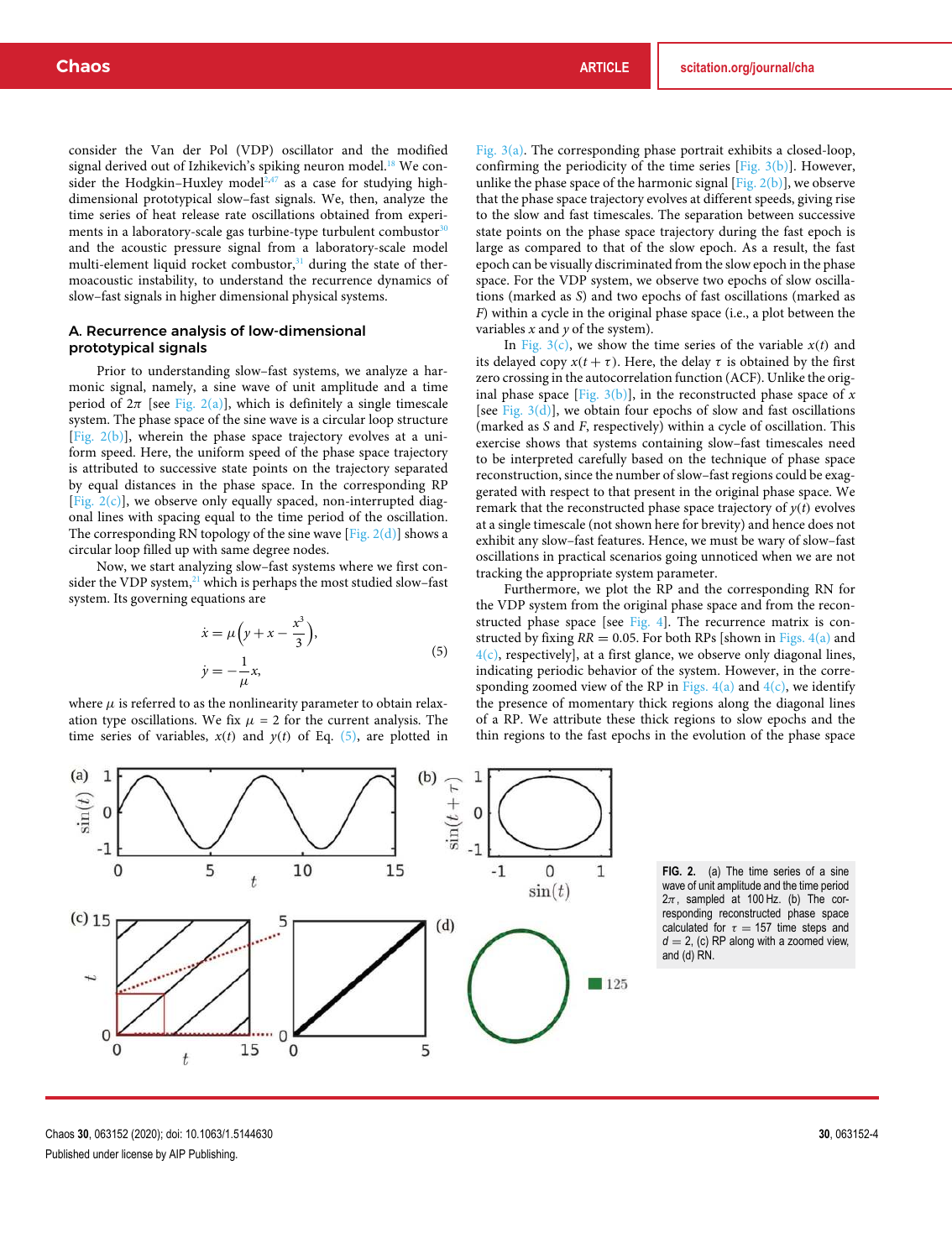consider the Van der Pol (VDP) oscillator and the modified signal derived out of Izhikevich's spiking neuron model.[18] We consider the Hodgkin–Huxley model[2,47] as a case for studying high-dimensional prototypical slow–fast signals. We, then, analyze the time series of heat release rate oscillations obtained from experiments in a laboratory-scale gas turbine-type turbulent combustor[30] and the acoustic pressure signal from a laboratory-scale model multi-element liquid rocket combustor,[31] during the state of thermoacoustic instability, to understand the recurrence dynamics of slow–fast signals in higher dimensional physical systems.

### A. Recurrence analysis of low-dimensional prototypical signals

Prior to understanding slow–fast systems, we analyze a harmonic signal, namely, a sine wave of unit amplitude and a time period of $2\pi$ [see Fig. 2(a)], which is definitely a single timescale system. The phase space of the sine wave is a circular loop structure [Fig. 2(b)], wherein the phase space trajectory evolves at a uniform speed. Here, the uniform speed of the phase space trajectory is attributed to successive state points on the trajectory separated by equal distances in the phase space. In the corresponding RP [Fig. 2(c)], we observe only equally spaced, non-interrupted diagonal lines with spacing equal to the time period of the oscillation. The corresponding RN topology of the sine wave [Fig. 2(d)] shows a circular loop filled up with same degree nodes.

Now, we start analyzing slow–fast systems where we first consider the VDP system,[21] which is perhaps the most studied slow–fast system. Its governing equations are

$$\dot{x} = \mu\left(y + x - \frac{x^3}{3}\right),$$
$$\dot{y} = -\frac{1}{\mu}x, \tag{5}$$

where $\mu$ is referred to as the nonlinearity parameter to obtain relaxation type oscillations. We fix $\mu = 2$ for the current analysis. The time series of variables, $x(t)$ and $y(t)$ of Eq. (5), are plotted in Fig. 3(a). The corresponding phase portrait exhibits a closed-loop, confirming the periodicity of the time series [Fig. 3(b)]. However, unlike the phase space of the harmonic signal [Fig. 2(b)], we observe that the phase space trajectory evolves at different speeds, giving rise to the slow and fast timescales. The separation between successive state points on the phase space trajectory during the fast epoch is large as compared to that of the slow epoch. As a result, the fast epoch can be visually discriminated from the slow epoch in the phase space. For the VDP system, we observe two epochs of slow oscillations (marked as $S$) and two epochs of fast oscillations (marked as $F$) within a cycle in the original phase space (i.e., a plot between the variables $x$ and $y$ of the system).

In Fig. 3(c), we show the time series of the variable $x(t)$ and its delayed copy $x(t+\tau)$. Here, the delay $\tau$ is obtained by the first zero crossing in the autocorrelation function (ACF). Unlike the original phase space [Fig. 3(b)], in the reconstructed phase space of $x$ [see Fig. 3(d)], we obtain four epochs of slow and fast oscillations (marked as $S$ and $F$, respectively) within a cycle of oscillation. This exercise shows that systems containing slow–fast timescales need to be interpreted carefully based on the technique of phase space reconstruction, since the number of slow–fast regions could be exaggerated with respect to that present in the original phase space. We remark that the reconstructed phase space trajectory of $y(t)$ evolves at a single timescale (not shown here for brevity) and hence does not exhibit any slow–fast features. Hence, we must be wary of slow–fast oscillations in practical scenarios going unnoticed when we are not tracking the appropriate system parameter.

Furthermore, we plot the RP and the corresponding RN for the VDP system from the original phase space and from the reconstructed phase space [see Fig. 4]. The recurrence matrix is constructed by fixing $RR = 0.05$. For both RPs [shown in Figs. 4(a) and 4(c), respectively], at a first glance, we observe only diagonal lines, indicating periodic behavior of the system. However, in the corresponding zoomed view of the RP in Figs. 4(a) and 4(c), we identify the presence of momentary thick regions along the diagonal lines of a RP. We attribute these thick regions to slow epochs and the thin regions to the fast epochs in the evolution of the phase space

**FIG. 2.** (a) The time series of a sine wave of unit amplitude and the time period $2\pi$, sampled at 100 Hz. (b) The corresponding reconstructed phase space calculated for $\tau = 157$ time steps and $d = 2$, (c) RP along with a zoomed view, and (d) RN.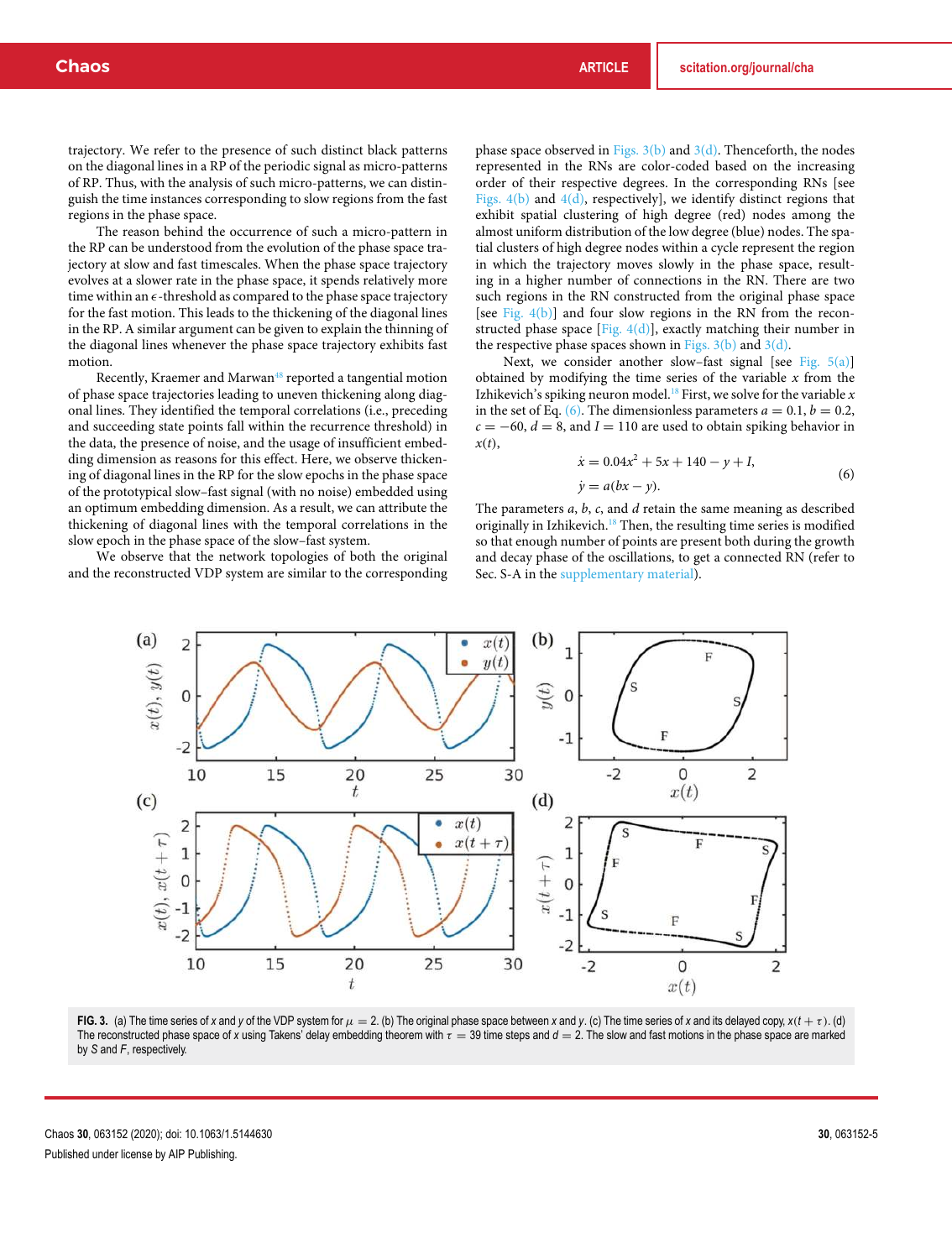trajectory. We refer to the presence of such distinct black patterns on the diagonal lines in a RP of the periodic signal as micro-patterns of RP. Thus, with the analysis of such micro-patterns, we can distinguish the time instances corresponding to slow regions from the fast regions in the phase space.

The reason behind the occurrence of such a micro-pattern in the RP can be understood from the evolution of the phase space trajectory at slow and fast timescales. When the phase space trajectory evolves at a slower rate in the phase space, it spends relatively more time within an $\epsilon$-threshold as compared to the phase space trajectory for the fast motion. This leads to the thickening of the diagonal lines in the RP. A similar argument can be given to explain the thinning of the diagonal lines whenever the phase space trajectory exhibits fast motion.

Recently, Kraemer and Marwan[48] reported a tangential motion of phase space trajectories leading to uneven thickening along diagonal lines. They identified the temporal correlations (i.e., preceding and succeeding state points fall within the recurrence threshold) in the data, the presence of noise, and the usage of insufficient embedding dimension as reasons for this effect. Here, we observe thickening of diagonal lines in the RP for the slow epochs in the phase space of the prototypical slow–fast signal (with no noise) embedded using an optimum embedding dimension. As a result, we can attribute the thickening of diagonal lines with the temporal correlations in the slow epoch in the phase space of the slow–fast system.

We observe that the network topologies of both the original and the reconstructed VDP system are similar to the corresponding phase space observed in Figs. 3(b) and 3(d). Thenceforth, the nodes represented in the RNs are color-coded based on the increasing order of their respective degrees. In the corresponding RNs [see Figs. 4(b) and 4(d), respectively], we identify distinct regions that exhibit spatial clustering of high degree (red) nodes among the almost uniform distribution of the low degree (blue) nodes. The spatial clusters of high degree nodes within a cycle represent the region in which the trajectory moves slowly in the phase space, resulting in a higher number of connections in the RN. There are two such regions in the RN constructed from the original phase space [see Fig. 4(b)] and four slow regions in the RN from the reconstructed phase space [Fig. 4(d)], exactly matching their number in the respective phase spaces shown in Figs. 3(b) and 3(d).

Next, we consider another slow–fast signal [see Fig. 5(a)] obtained by modifying the time series of the variable $x$ from the Izhikevich's spiking neuron model.[18] First, we solve for the variable $x$ in the set of Eq. (6). The dimensionless parameters $a = 0.1$, $b = 0.2$, $c = -60$, $d = 8$, and $I = 110$ are used to obtain spiking behavior in $x(t)$,

$$\dot{x} = 0.04x^2 + 5x + 140 - y + I,$$
$$\dot{y} = a(bx - y). \tag{6}$$

The parameters $a$, $b$, $c$, and $d$ retain the same meaning as described originally in Izhikevich.[18] Then, the time series is modified so that enough number of points are present both during the growth and decay phase of the oscillations, to get a connected RN (refer to Sec. S-A in the supplementary material).

**FIG. 3.** (a) The time series of $x$ and $y$ of the VDP system for $\mu = 2$. (b) The original phase space between $x$ and $y$. (c) The time series of $x$ and its delayed copy, $x(t + \tau)$. (d) The reconstructed phase space of $x$ using Takens' delay embedding theorem with $\tau = 39$ time steps and $d = 2$. The slow and fast motions in the phase space are marked by $S$ and $F$, respectively.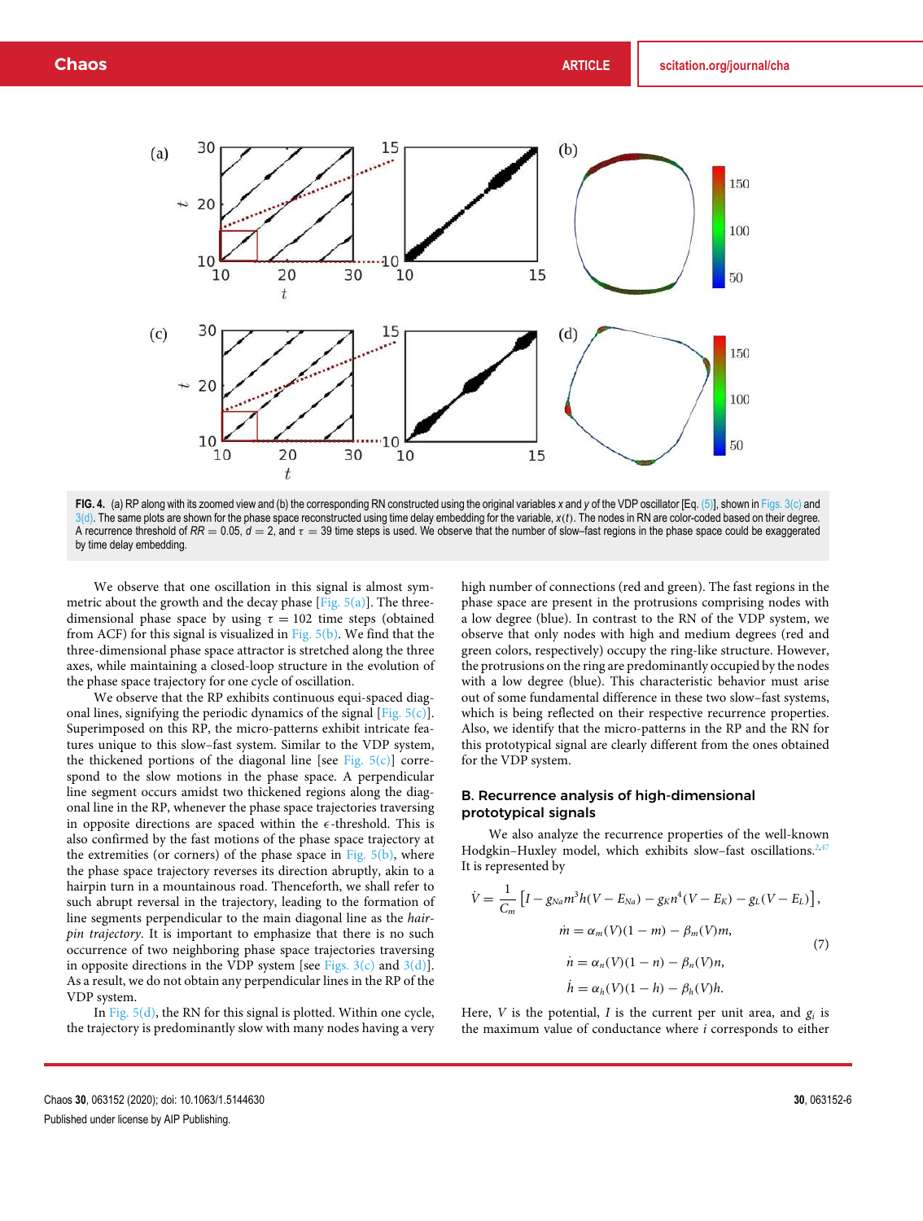**FIG. 4.** (a) RP along with its zoomed view and (b) the corresponding RN constructed using the original variables $x$ and $y$ of the VDP oscillator [Eq. (5)], shown in Figs. 3(c) and 3(d). The same plots are shown for the phase space reconstructed using time delay embedding for the variable, $x(t)$. The nodes in RN are color-coded based on their degree. A recurrence threshold of $RR = 0.05$, $d = 2$, and $\tau = 39$ time steps is used. We observe that the number of slow–fast regions in the phase space could be exaggerated by time delay embedding.

We observe that one oscillation in this signal is almost symmetric about the growth and the decay phase [Fig. 5(a)]. The three-dimensional phase space by using $\tau = 102$ time steps (obtained from ACF) for this signal is visualized in Fig. 5(b). We find that the three-dimensional phase space attractor is stretched along the three axes, while maintaining a closed-loop structure in the evolution of the phase space trajectory for one cycle of oscillation.

We observe that the RP exhibits continuous equi-spaced diagonal lines, signifying the periodic dynamics of the signal [Fig. 5(c)]. Superimposed on this RP, the micro-patterns exhibit intricate features unique to this slow–fast system. Similar to the VDP system, the thickened portions of the diagonal line [see Fig. 5(c)] correspond to the slow motions in the phase space. A perpendicular line segment occurs amidst two thickened regions along the diagonal line in the RP, whenever the phase space trajectories traversing in opposite directions are spaced within the $\epsilon$-threshold. This is also confirmed by the fast motions of the phase space trajectory at the extremities (or corners) of the phase space in Fig. 5(b), where the phase space trajectory reverses its direction abruptly, akin to a hairpin turn in a mountainous road. Thenceforth, we shall refer to such abrupt reversal in the trajectory, leading to the formation of line segments perpendicular to the main diagonal line as the *hairpin trajectory*. It is important to emphasize that there is no such occurrence of two neighboring phase space trajectories traversing in opposite directions in the VDP system [see Figs. 3(c) and 3(d)]. As a result, we do not obtain any perpendicular lines in the RP of the VDP system.

In Fig. 5(d), the RN for this signal is plotted. Within one cycle, the trajectory is predominantly slow with many nodes having a very high number of connections (red and green). The fast regions in the phase space are present in the protrusions comprising nodes with a low degree (blue). In contrast to the RN of the VDP system, we observe that only nodes with high and medium degrees (red and green colors, respectively) occupy the ring-like structure. However, the protrusions on the ring are predominantly occupied by the nodes with a low degree (blue). This characteristic behavior must arise out of some fundamental difference in these two slow–fast systems, which is being reflected on their respective recurrence properties. Also, we identify that the micro-patterns in the RP and the RN for this prototypical signal are clearly different from the ones obtained for the VDP system.

### B. Recurrence analysis of high-dimensional prototypical signals

We also analyze the recurrence properties of the well-known Hodgkin–Huxley model, which exhibits slow–fast oscillations.[2,47] It is represented by

$$
\begin{aligned}
\dot{V} &= \frac{1}{C_m}\left[I - g_{Na}m^3h(V - E_{Na}) - g_K n^4(V - E_K) - g_L(V - E_L)\right],\\
\dot{m} &= \alpha_m(V)(1 - m) - \beta_m(V)m,\\
\dot{n} &= \alpha_n(V)(1 - n) - \beta_n(V)n,\\
\dot{h} &= \alpha_h(V)(1 - h) - \beta_h(V)h.
\end{aligned}
\tag{7}
$$

Here, $V$ is the potential, $I$ is the current per unit area, and $g_i$ is the maximum value of conductance where $i$ corresponds to either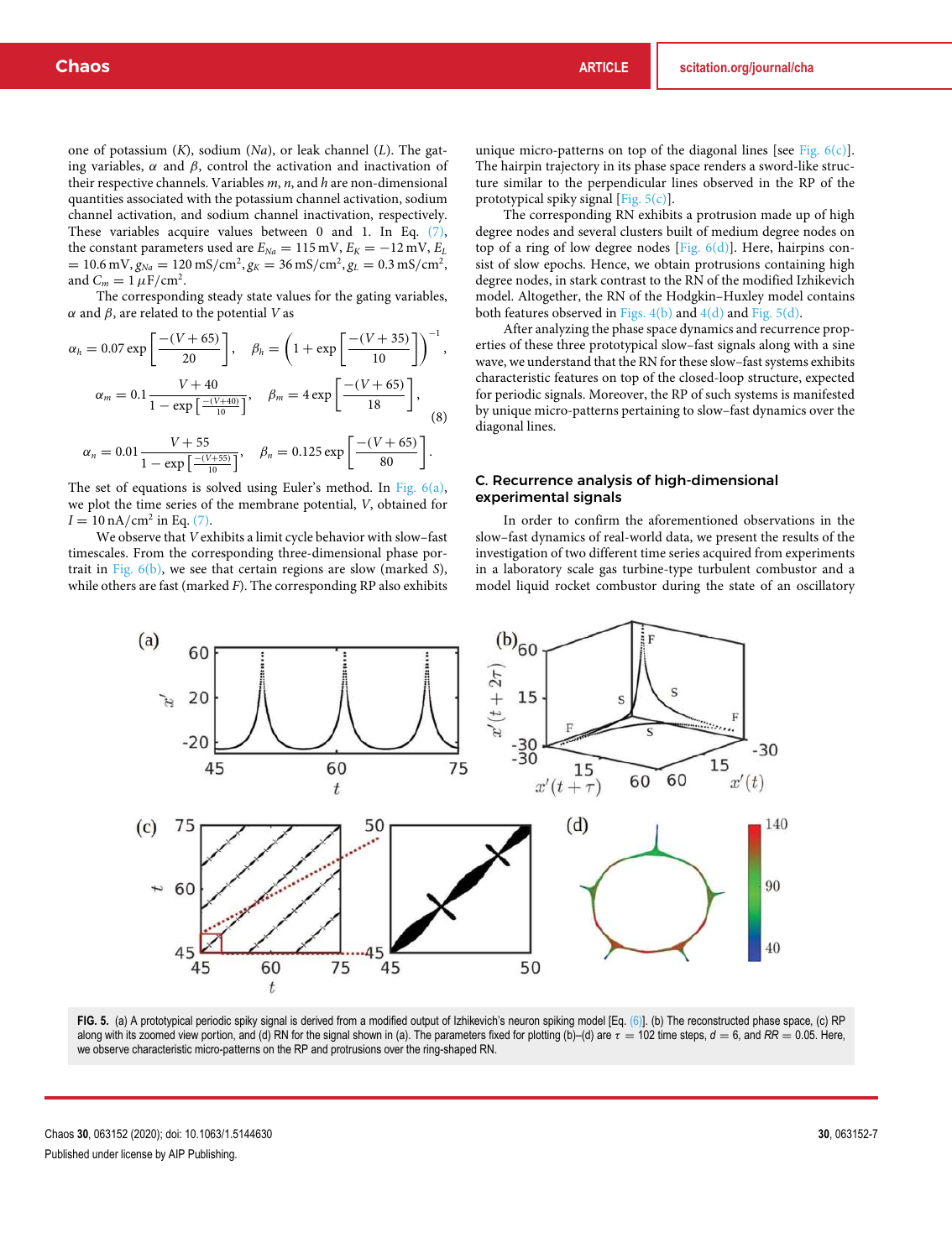one of potassium ($K$), sodium ($Na$), or leak channel ($L$). The gating variables, $\alpha$ and $\beta$, control the activation and inactivation of their respective channels. Variables $m$, $n$, and $h$ are non-dimensional quantities associated with the potassium channel activation, sodium channel activation, and sodium channel inactivation, respectively. These variables acquire values between 0 and 1. In Eq. (7), the constant parameters used are $E_{Na} = 115\,\text{mV}$, $E_K = -12\,\text{mV}$, $E_L = 10.6\,\text{mV}$, $g_{Na} = 120\,\text{mS/cm}^2$, $g_K = 36\,\text{mS/cm}^2$, $g_L = 0.3\,\text{mS/cm}^2$, and $C_m = 1\,\mu\text{F/cm}^2$.

The corresponding steady state values for the gating variables, $\alpha$ and $\beta$, are related to the potential $V$ as

$$
\begin{aligned}
\alpha_h &= 0.07\exp\left[\frac{-(V+65)}{20}\right], \quad \beta_h = \left(1+\exp\left[\frac{-(V+35)}{10}\right]\right)^{-1},\\
\alpha_m &= 0.1\frac{V+40}{1-\exp\left[\frac{-(V+40)}{10}\right]}, \quad \beta_m = 4\exp\left[\frac{-(V+65)}{18}\right],\\
\alpha_n &= 0.01\frac{V+55}{1-\exp\left[\frac{-(V+55)}{10}\right]}, \quad \beta_n = 0.125\exp\left[\frac{-(V+65)}{80}\right].
\end{aligned}
\tag{8}
$$

The set of equations is solved using Euler's method. In Fig. 6(a), we plot the time series of the membrane potential, $V$, obtained for $I = 10\,\text{nA/cm}^2$ in Eq. (7).

We observe that $V$ exhibits a limit cycle behavior with slow–fast timescales. From the corresponding three-dimensional phase portrait in Fig. 6(b), we see that certain regions are slow (marked $S$), while others are fast (marked $F$). The corresponding RP also exhibits unique micro-patterns on top of the diagonal lines [see Fig. 6(c)]. The hairpin trajectory in its phase space renders a sword-like structure similar to the perpendicular lines observed in the RP of the prototypical spiky signal [Fig. 5(c)].

The corresponding RN exhibits a protrusion made up of high degree nodes and several clusters built of medium degree nodes on top of a ring of low degree nodes [Fig. 6(d)]. Here, hairpins consist of slow epochs. Hence, we obtain protrusions containing high degree nodes, in stark contrast to the RN of the modified Izhikevich model. Altogether, the RN of the Hodgkin–Huxley model contains both features observed in Figs. 4(b) and 4(d) and Fig. 5(d).

After analyzing the phase space dynamics and recurrence properties of these three prototypical slow–fast signals along with a sine wave, we understand that the RN for these slow–fast systems exhibits characteristic features on top of the closed-loop structure, expected for periodic signals. Moreover, the RP of such systems is manifested by unique micro-patterns pertaining to slow–fast dynamics over the diagonal lines.

### C. Recurrence analysis of high-dimensional experimental signals

In order to confirm the aforementioned observations in the slow–fast dynamics of real-world data, we present the results of the investigation of two different time series acquired from experiments in a laboratory scale gas turbine-type turbulent combustor and a model liquid rocket combustor during the state of an oscillatory

**FIG. 5.** (a) A prototypical periodic spiky signal is derived from a modified output of Izhikevich's neuron spiking model [Eq. (6)]. (b) The reconstructed phase space, (c) RP along with its zoomed view portion, and (d) RN for the signal shown in (a). The parameters fixed for plotting (b)–(d) are $\tau = 102$ time steps, $d = 6$, and $RR = 0.05$. Here, we observe characteristic micro-patterns on the RP and protrusions over the ring-shaped RN.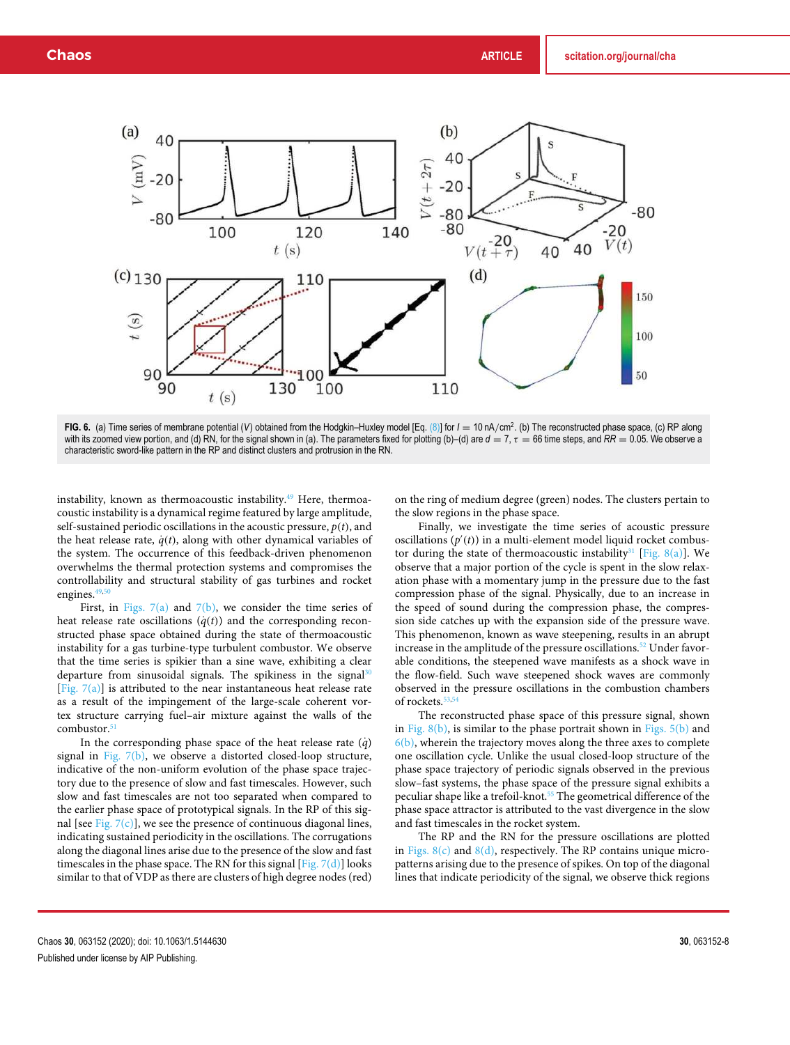FIG. 6. (a) Time series of membrane potential ($V$) obtained from the Hodgkin–Huxley model [Eq. (8)] for $I = 10\ \text{nA/cm}^2$. (b) The reconstructed phase space, (c) RP along with its zoomed view portion, and (d) RN, for the signal shown in (a). The parameters fixed for plotting (b)–(d) are $d = 7$, $\tau = 66$ time steps, and $RR = 0.05$. We observe a characteristic sword-like pattern in the RP and distinct clusters and protrusion in the RN.

instability, known as thermoacoustic instability.[49] Here, thermoacoustic instability is a dynamical regime featured by large amplitude, self-sustained periodic oscillations in the acoustic pressure, $p(t)$, and the heat release rate, $\dot{q}(t)$, along with other dynamical variables of the system. The occurrence of this feedback-driven phenomenon overwhelms the thermal protection systems and compromises the controllability and structural stability of gas turbines and rocket engines.[49,50]

First, in Figs. 7(a) and 7(b), we consider the time series of heat release rate oscillations ($\dot{q}(t)$) and the corresponding reconstructed phase space obtained during the state of thermoacoustic instability for a gas turbine-type turbulent combustor. We observe that the time series is spikier than a sine wave, exhibiting a clear departure from sinusoidal signals. The spikiness in the signal[30] [Fig. 7(a)] is attributed to the near instantaneous heat release rate as a result of the impingement of the large-scale coherent vortex structure carrying fuel–air mixture against the walls of the combustor.[51]

In the corresponding phase space of the heat release rate ($\dot{q}$) signal in Fig. 7(b), we observe a distorted closed-loop structure, indicative of the non-uniform evolution of the phase space trajectory due to the presence of slow and fast timescales. However, such slow and fast timescales are not too separated when compared to the earlier phase space of prototypical signals. In the RP of this signal [see Fig. 7(c)], we see the presence of continuous diagonal lines, indicating sustained periodicity in the oscillations. The corrugations along the diagonal lines arise due to the presence of the slow and fast timescales in the phase space. The RN for this signal [Fig. 7(d)] looks similar to that of VDP as there are clusters of high degree nodes (red) on the ring of medium degree (green) nodes. The clusters pertain to the slow regions in the phase space.

Finally, we investigate the time series of acoustic pressure oscillations ($p'(t)$) in a multi-element model liquid rocket combustor during the state of thermoacoustic instability[31] [Fig. 8(a)]. We observe that a major portion of the cycle is spent in the slow relaxation phase with a momentary jump in the pressure due to the fast compression phase of the signal. Physically, due to an increase in the speed of sound during the compression phase, the compression side catches up with the expansion side of the pressure wave. This phenomenon, known as wave steepening, results in an abrupt increase in the amplitude of the pressure oscillations.[52] Under favorable conditions, the steepened wave manifests as a shock wave in the flow-field. Such wave steepened shock waves are commonly observed in the pressure oscillations in the combustion chambers of rockets.[53,54]

The reconstructed phase space of this pressure signal, shown in Fig. 8(b), is similar to the phase portrait shown in Figs. 5(b) and 6(b), wherein the trajectory moves along the three axes to complete one oscillation cycle. Unlike the usual closed-loop structure of the phase space trajectory of periodic signals observed in the previous slow–fast systems, the phase space of the pressure signal exhibits a peculiar shape like a trefoil-knot.[55] The geometrical difference of the phase space attractor is attributed to the vast divergence in the slow and fast timescales in the rocket system.

The RP and the RN for the pressure oscillations are plotted in Figs. 8(c) and 8(d), respectively. The RP contains unique micro-patterns arising due to the presence of spikes. On top of the diagonal lines that indicate periodicity of the signal, we observe thick regions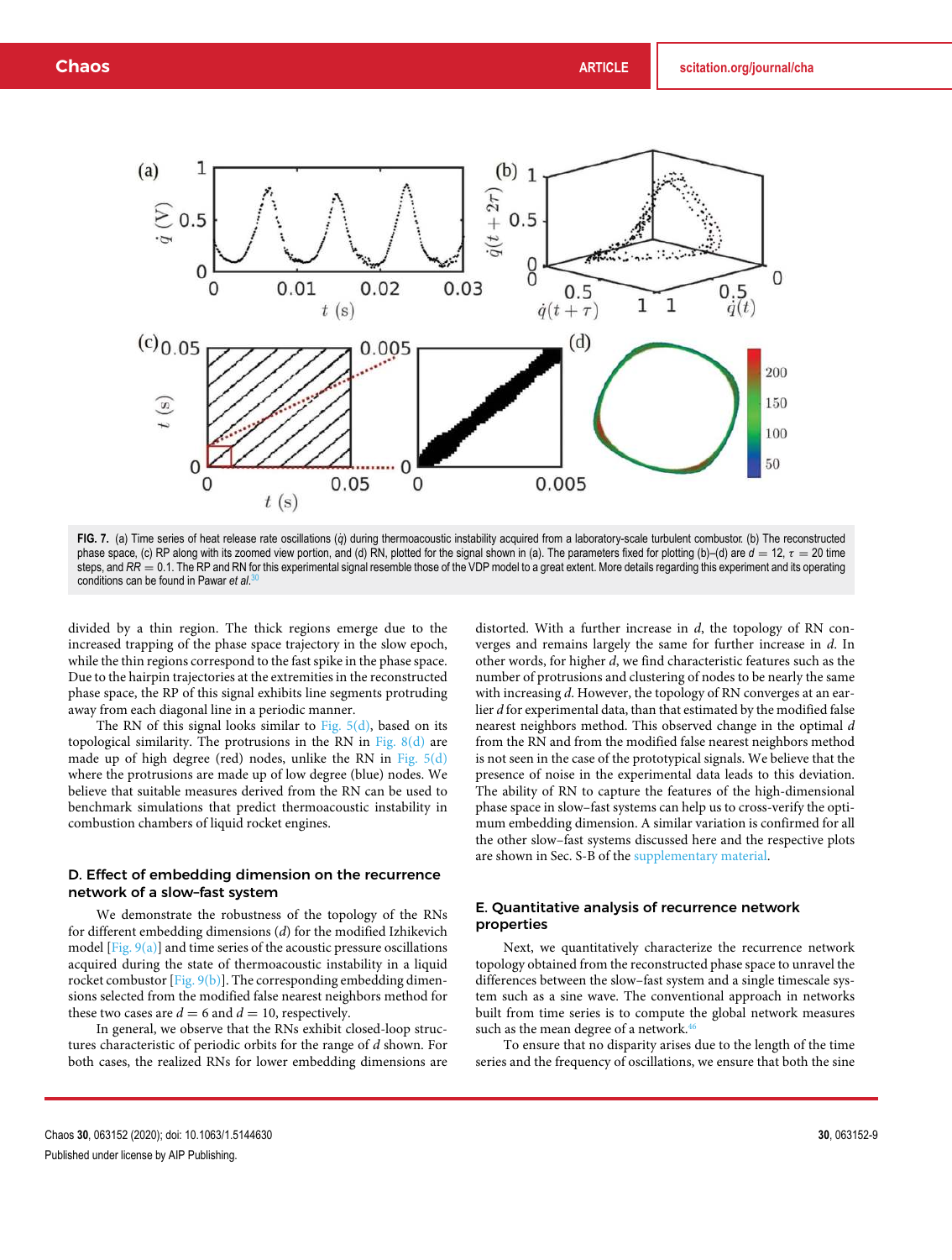FIG. 7. (a) Time series of heat release rate oscillations ($\dot{q}$) during thermoacoustic instability acquired from a laboratory-scale turbulent combustor. (b) The reconstructed phase space, (c) RP along with its zoomed view portion, and (d) RN, plotted for the signal shown in (a). The parameters fixed for plotting (b)–(d) are $d = 12$, $\tau = 20$ time steps, and $RR = 0.1$. The RP and RN for this experimental signal resemble those of the VDP model to a great extent. More details regarding this experiment and its operating conditions can be found in Pawar *et al.*[30]

divided by a thin region. The thick regions emerge due to the increased trapping of the phase space trajectory in the slow epoch, while the thin regions correspond to the fast spike in the phase space. Due to the hairpin trajectories at the extremities in the reconstructed phase space, the RP of this signal exhibits line segments protruding away from each diagonal line in a periodic manner.

The RN of this signal looks similar to Fig. 5(d), based on its topological similarity. The protrusions in the RN in Fig. 8(d) are made up of high degree (red) nodes, unlike the RN in Fig. 5(d) where the protrusions are made up of low degree (blue) nodes. We believe that suitable measures derived from the RN can be used to benchmark simulations that predict thermoacoustic instability in combustion chambers of liquid rocket engines.

### D. Effect of embedding dimension on the recurrence network of a slow–fast system

We demonstrate the robustness of the topology of the RNs for different embedding dimensions ($d$) for the modified Izhikevich model [Fig. 9(a)] and time series of the acoustic pressure oscillations acquired during the state of thermoacoustic instability in a liquid rocket combustor [Fig. 9(b)]. The corresponding embedding dimensions selected from the modified false nearest neighbors method for these two cases are $d = 6$ and $d = 10$, respectively.

In general, we observe that the RNs exhibit closed-loop structures characteristic of periodic orbits for the range of $d$ shown. For both cases, the realized RNs for lower embedding dimensions are distorted. With a further increase in $d$, the topology of RN converges and remains largely the same for further increase in $d$. In other words, for higher $d$, we find characteristic features such as the number of protrusions and clustering of nodes to be nearly the same with increasing $d$. However, the topology of RN converges at an earlier $d$ for experimental data, than that estimated by the modified false nearest neighbors method. This observed change in the optimal $d$ from the RN and from the modified false nearest neighbors method is not seen in the case of the prototypical signals. We believe that the presence of noise in the experimental data leads to this deviation. The ability of RN to capture the features of the high-dimensional phase space in slow–fast systems can help us to cross-verify the optimum embedding dimension. A similar variation is confirmed for all the other slow–fast systems discussed here and the respective plots are shown in Sec. S-B of the supplementary material.

### E. Quantitative analysis of recurrence network properties

Next, we quantitatively characterize the recurrence network topology obtained from the reconstructed phase space to unravel the differences between the slow–fast system and a single timescale system such as a sine wave. The conventional approach in networks built from time series is to compute the global network measures such as the mean degree of a network.[46]

To ensure that no disparity arises due to the length of the time series and the frequency of oscillations, we ensure that both the sine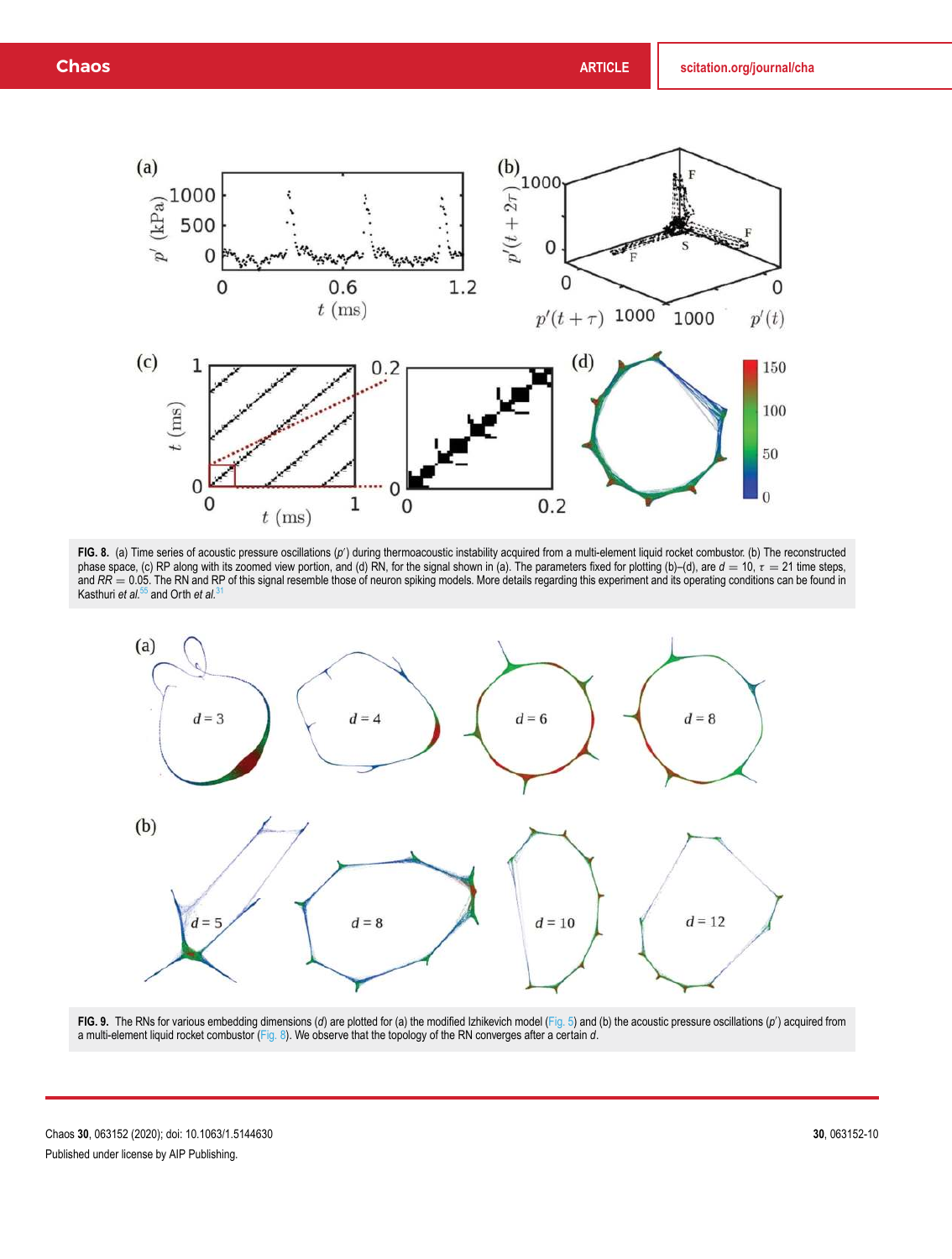**FIG. 8.** (a) Time series of acoustic pressure oscillations ($p'$) during thermoacoustic instability acquired from a multi-element liquid rocket combustor. (b) The reconstructed phase space, (c) RP along with its zoomed view portion, and (d) RN, for the signal shown in (a). The parameters fixed for plotting (b)–(d), are $d = 10$, $\tau = 21$ time steps, and $RR = 0.05$. The RN and RP of this signal resemble those of neuron spiking models. More details regarding this experiment and its operating conditions can be found in Kasthuri *et al.*[55] and Orth *et al.*[31]

**FIG. 9.** The RNs for various embedding dimensions ($d$) are plotted for (a) the modified Izhikevich model (Fig. 5) and (b) the acoustic pressure oscillations ($p'$) acquired from a multi-element liquid rocket combustor (Fig. 8). We observe that the topology of the RN converges after a certain $d$.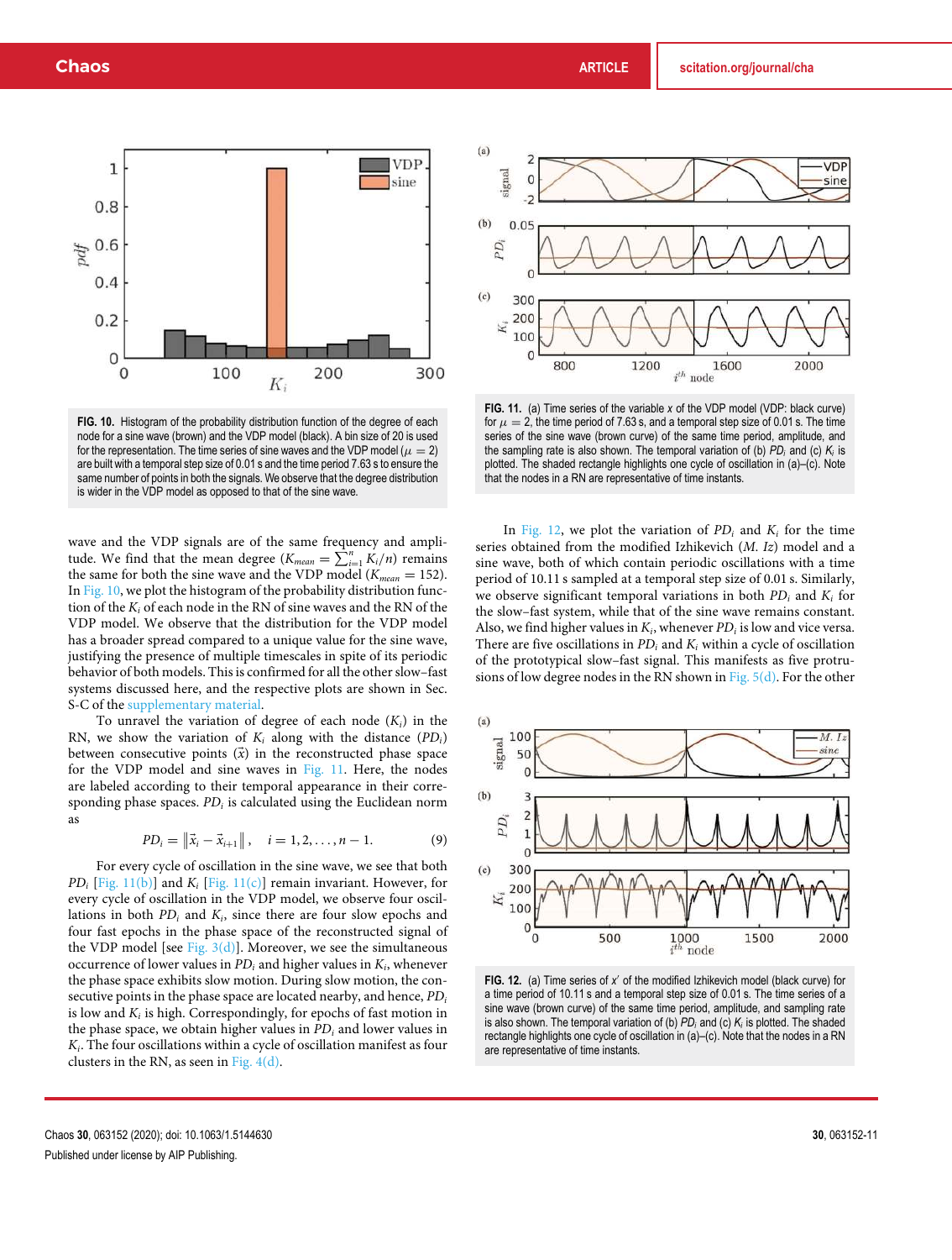FIG. 10. Histogram of the probability distribution function of the degree of each node for a sine wave (brown) and the VDP model (black). A bin size of 20 is used for the representation. The time series of sine waves and the VDP model ($\mu = 2$) are built with a temporal step size of 0.01 s and the time period 7.63 s to ensure the same number of points in both the signals. We observe that the degree distribution is wider in the VDP model as opposed to that of the sine wave.

wave and the VDP signals are of the same frequency and amplitude. We find that the mean degree ($K_{mean} = \sum_{i=1}^{n} K_i/n$) remains the same for both the sine wave and the VDP model ($K_{mean} = 152$). In Fig. 10, we plot the histogram of the probability distribution function of the $K_i$ of each node in the RN of sine waves and the RN of the VDP model. We observe that the distribution for the VDP model has a broader spread compared to a unique value for the sine wave, justifying the presence of multiple timescales in spite of its periodic behavior of both models. This is confirmed for all the other slow–fast systems discussed here, and the respective plots are shown in Sec. S-C of the supplementary material.

To unravel the variation of degree of each node ($K_i$) in the RN, we show the variation of $K_i$ along with the distance ($PD_i$) between consecutive points ($\vec{x}$) in the reconstructed phase space for the VDP model and sine waves in Fig. 11. Here, the nodes are labeled according to their temporal appearance in their corresponding phase spaces. $PD_i$ is calculated using the Euclidean norm as

$$PD_i = \left\|\vec{x}_i - \vec{x}_{i+1}\right\|, \quad i = 1, 2, \ldots, n-1. \tag{9}$$

For every cycle of oscillation in the sine wave, we see that both $PD_i$ [Fig. 11(b)] and $K_i$ [Fig. 11(c)] remain invariant. However, for every cycle of oscillation in the VDP model, we observe four oscillations in both $PD_i$ and $K_i$, since there are four slow epochs and four fast epochs in the phase space of the reconstructed signal of the VDP model [see Fig. 3(d)]. Moreover, we see the simultaneous occurrence of lower values in $PD_i$ and higher values in $K_i$, whenever the phase space exhibits slow motion. During slow motion, the consecutive points in the phase space are located nearby, and hence, $PD_i$ is low and $K_i$ is high. Correspondingly, for epochs of fast motion in the phase space, we obtain higher values in $PD_i$ and lower values in $K_i$. The four oscillations within a cycle of oscillation manifest as four clusters in the RN, as seen in Fig. 4(d).

FIG. 11. (a) Time series of the variable $x$ of the VDP model (VDP: black curve) for $\mu = 2$, the time period of 7.63 s, and a temporal step size of 0.01 s. The time series of the sine wave (brown curve) of the same time period, amplitude, and the sampling rate is also shown. The temporal variation of (b) $PD_i$ and (c) $K_i$ is plotted. The shaded rectangle highlights one cycle of oscillation in (a)–(c). Note that the nodes in a RN are representative of time instants.

In Fig. 12, we plot the variation of $PD_i$ and $K_i$ for the time series obtained from the modified Izhikevich ($M.\ Iz$) model and a sine wave, both of which contain periodic oscillations with a time period of 10.11 s sampled at a temporal step size of 0.01 s. Similarly, we observe significant temporal variations in both $PD_i$ and $K_i$ for the slow–fast system, while that of the sine wave remains constant. Also, we find higher values in $K_i$, whenever $PD_i$ is low and vice versa. There are five oscillations in $PD_i$ and $K_i$ within a cycle of oscillation of the prototypical slow–fast signal. This manifests as five protrusions of low degree nodes in the RN shown in Fig. 5(d). For the other

FIG. 12. (a) Time series of $x'$ of the modified Izhikevich model (black curve) for a time period of 10.11 s and a temporal step size of 0.01 s. The time series of a sine wave (brown curve) of the same time period, amplitude, and sampling rate is also shown. The temporal variation of (b) $PD_i$ and (c) $K_i$ is plotted. The shaded rectangle highlights one cycle of oscillation in (a)–(c). Note that the nodes in a RN are representative of time instants.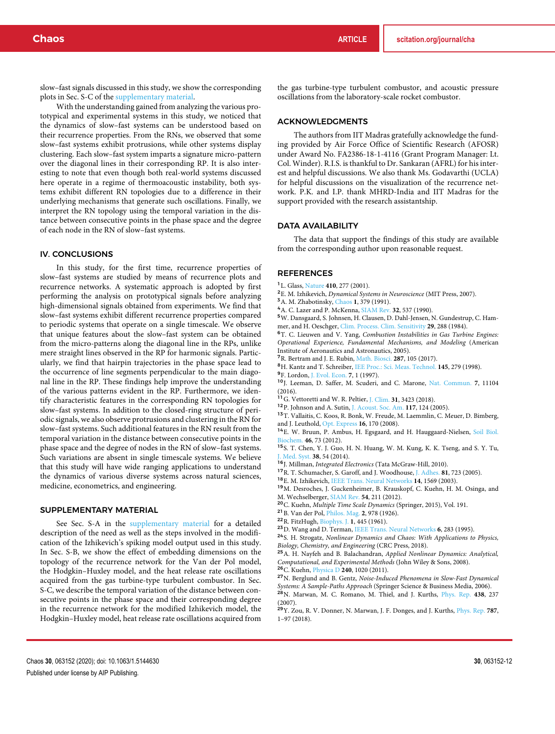slow–fast signals discussed in this study, we show the corresponding plots in Sec. S-C of the supplementary material.

With the understanding gained from analyzing the various prototypical and experimental systems in this study, we noticed that the dynamics of slow–fast systems can be understood based on their recurrence properties. From the RNs, we observed that some slow–fast systems exhibit protrusions, while other systems display clustering. Each slow–fast system imparts a signature micro-pattern over the diagonal lines in their corresponding RP. It is also interesting to note that even though both real-world systems discussed here operate in a regime of thermoacoustic instability, both systems exhibit different RN topologies due to a difference in their underlying mechanisms that generate such oscillations. Finally, we interpret the RN topology using the temporal variation in the distance between consecutive points in the phase space and the degree of each node in the RN of slow–fast systems.

## IV. CONCLUSIONS

In this study, for the first time, recurrence properties of slow–fast systems are studied by means of recurrence plots and recurrence networks. A systematic approach is adopted by first performing the analysis on prototypical signals before analyzing high-dimensional signals obtained from experiments. We find that slow–fast systems exhibit different recurrence properties compared to periodic systems that operate on a single timescale. We observe that unique features about the slow–fast system can be obtained from the micro-patterns along the diagonal line in the RPs, unlike mere straight lines observed in the RP for harmonic signals. Particularly, we find that hairpin trajectories in the phase space lead to the occurrence of line segments perpendicular to the main diagonal line in the RP. These findings help improve the understanding of the various patterns evident in the RP. Furthermore, we identify characteristic features in the corresponding RN topologies for slow–fast systems. In addition to the closed-ring structure of periodic signals, we also observe protrusions and clustering in the RN for slow–fast systems. Such additional features in the RN result from the temporal variation in the distance between consecutive points in the phase space and the degree of nodes in the RN of slow–fast systems. Such variations are absent in single timescale systems. We believe that this study will have wide ranging applications to understand the dynamics of various diverse systems across natural sciences, medicine, econometrics, and engineering.

## SUPPLEMENTARY MATERIAL

See Sec. S-A in the supplementary material for a detailed description of the need as well as the steps involved in the modification of the Izhikevich's spiking model output used in this study. In Sec. S-B, we show the effect of embedding dimensions on the topology of the recurrence network for the Van der Pol model, the Hodgkin–Huxley model, and the heat release rate oscillations acquired from the gas turbine-type turbulent combustor. In Sec. S-C, we describe the temporal variation of the distance between consecutive points in the phase space and their corresponding degree in the recurrence network for the modified Izhikevich model, the Hodgkin–Huxley model, heat release rate oscillations acquired from the gas turbine-type turbulent combustor, and acoustic pressure oscillations from the laboratory-scale rocket combustor.

## ACKNOWLEDGMENTS

The authors from IIT Madras gratefully acknowledge the funding provided by Air Force Office of Scientific Research (AFOSR) under Award No. FA2386-18-1-4116 (Grant Program Manager: Lt. Col. Winder). R.I.S. is thankful to Dr. Sankaran (AFRL) for his interest and helpful discussions. We also thank Ms. Godavarthi (UCLA) for helpful discussions on the visualization of the recurrence network. P.K. and I.P. thank MHRD-India and IIT Madras for the support provided with the research assistantship.

## DATA AVAILABILITY

The data that support the findings of this study are available from the corresponding author upon reasonable request.

## REFERENCES

[1] L. Glass, Nature **410**, 277 (2001).
[2] E. M. Izhikevich, *Dynamical Systems in Neuroscience* (MIT Press, 2007).
[3] A. M. Zhabotinsky, Chaos **1**, 379 (1991).
[4] A. C. Lazer and P. McKenna, SIAM Rev. **32**, 537 (1990).
[5] W. Dansgaard, S. Johnsen, H. Clausen, D. Dahl-Jensen, N. Gundestrup, C. Hammer, and H. Oeschger, Clim. Process. Clim. Sensitivity **29**, 288 (1984).
[6] T. C. Lieuwen and V. Yang, *Combustion Instabilities in Gas Turbine Engines: Operational Experience, Fundamental Mechanisms, and Modeling* (American Institute of Aeronautics and Astronautics, 2005).
[7] R. Bertram and J. E. Rubin, Math. Biosci. **287**, 105 (2017).
[8] H. Kantz and T. Schreiber, IEE Proc.: Sci. Meas. Technol. **145**, 279 (1998).
[9] F. Lordon, J. Evol. Econ. **7**, 1 (1997).
[10] J. Leeman, D. Saffer, M. Scuderi, and C. Marone, Nat. Commun. **7**, 11104 (2016).
[11] G. Vettoretti and W. R. Peltier, J. Clim. **31**, 3423 (2018).
[12] P. Johnson and A. Sutin, J. Acoust. Soc. Am. **117**, 124 (2005).
[13] T. Vallaitis, C. Koos, R. Bonk, W. Freude, M. Laemmlin, C. Meuer, D. Bimberg, and J. Leuthold, Opt. Express **16**, 170 (2008).
[14] E. W. Bruun, P. Ambus, H. Egsgaard, and H. Hauggaard-Nielsen, Soil Biol. Biochem. **46**, 73 (2012).
[15] S. T. Chen, Y. J. Guo, H. N. Huang, W. M. Kung, K. K. Tseng, and S. Y. Tu, J. Med. Syst. **38**, 54 (2014).
[16] J. Millman, *Integrated Electronics* (Tata McGraw-Hill, 2010).
[17] R. T. Schumacher, S. Garoff, and J. Woodhouse, J. Adhes. **81**, 723 (2005).
[18] E. M. Izhikevich, IEEE Trans. Neural Networks **14**, 1569 (2003).
[19] M. Desroches, J. Guckenheimer, B. Krauskopf, C. Kuehn, H. M. Osinga, and M. Wechselberger, SIAM Rev. **54**, 211 (2012).
[20] C. Kuehn, *Multiple Time Scale Dynamics* (Springer, 2015), Vol. 191.
[21] B. Van der Pol, Philos. Mag. **2**, 978 (1926).
[22] R. FitzHugh, Biophys. J. **1**, 445 (1961).
[23] D. Wang and D. Terman, IEEE Trans. Neural Networks **6**, 283 (1995).
[24] S. H. Strogatz, *Nonlinear Dynamics and Chaos: With Applications to Physics, Biology, Chemistry, and Engineering* (CRC Press, 2018).
[25] A. H. Nayfeh and B. Balachandran, *Applied Nonlinear Dynamics: Analytical, Computational, and Experimental Methods* (John Wiley & Sons, 2008).
[26] C. Kuehn, Physica D **240**, 1020 (2011).
[27] N. Berglund and B. Gentz, *Noise-Induced Phenomena in Slow-Fast Dynamical Systems: A Sample-Paths Approach* (Springer Science & Business Media, 2006).
[28] N. Marwan, M. C. Romano, M. Thiel, and J. Kurths, Phys. Rep. **438**, 237 (2007).
[29] Y. Zou, R. V. Donner, N. Marwan, J. F. Donges, and J. Kurths, Phys. Rep. **787**, 1–97 (2018).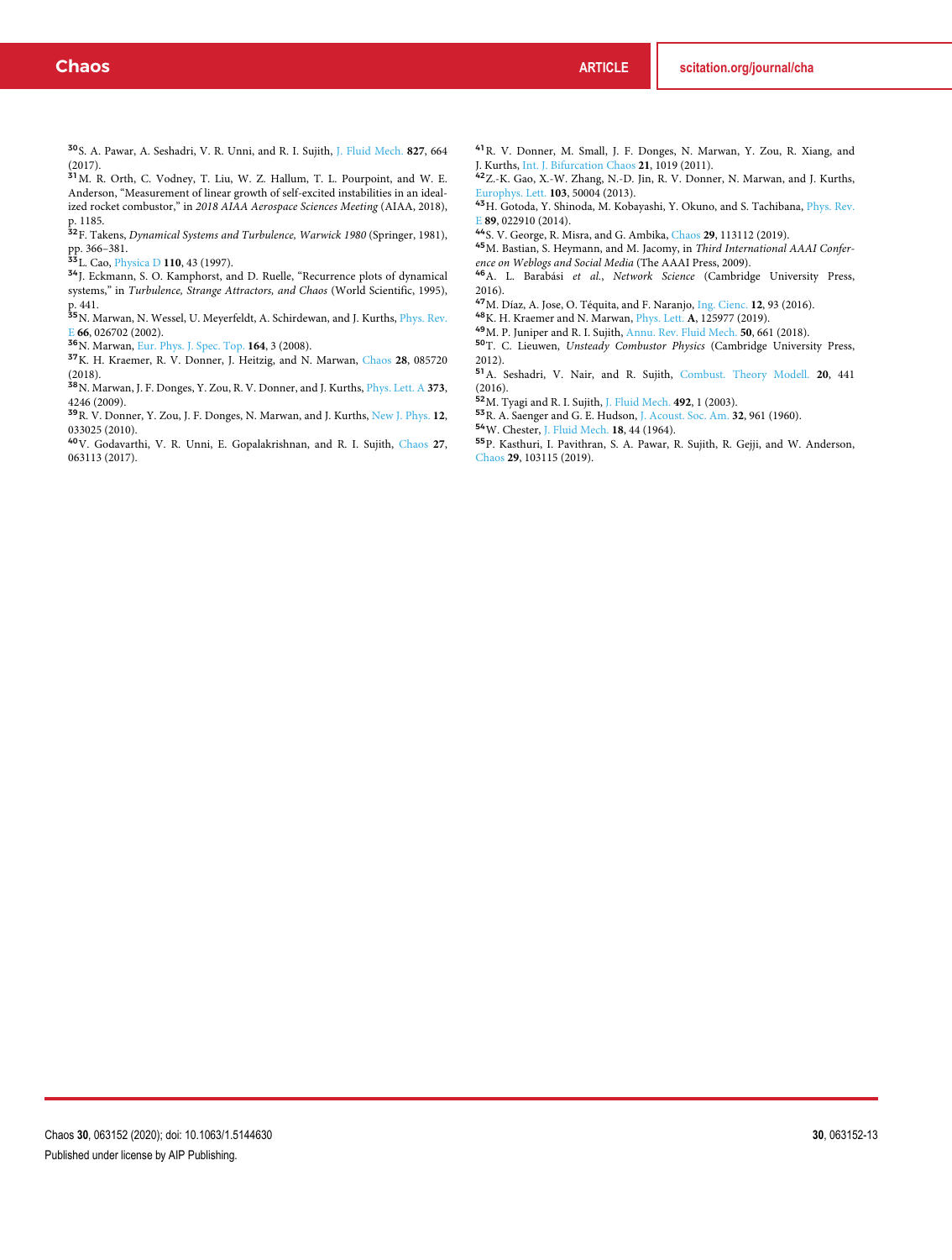[30] S. A. Pawar, A. Seshadri, V. R. Unni, and R. I. Sujith, J. Fluid Mech. **827**, 664 (2017).

[31] M. R. Orth, C. Vodney, T. Liu, W. Z. Hallum, T. L. Pourpoint, and W. E. Anderson, "Measurement of linear growth of self-excited instabilities in an idealized rocket combustor," in *2018 AIAA Aerospace Sciences Meeting* (AIAA, 2018), p. 1185.

[32] F. Takens, *Dynamical Systems and Turbulence, Warwick 1980* (Springer, 1981), pp. 366–381.

[33] L. Cao, Physica D **110**, 43 (1997).

[34] J. Eckmann, S. O. Kamphorst, and D. Ruelle, "Recurrence plots of dynamical systems," in *Turbulence, Strange Attractors, and Chaos* (World Scientific, 1995), p. 441.

[35] N. Marwan, N. Wessel, U. Meyerfeldt, A. Schirdewan, and J. Kurths, Phys. Rev. E **66**, 026702 (2002).

[36] N. Marwan, Eur. Phys. J. Spec. Top. **164**, 3 (2008).

[37] K. H. Kraemer, R. V. Donner, J. Heitzig, and N. Marwan, Chaos **28**, 085720 (2018).

[38] N. Marwan, J. F. Donges, Y. Zou, R. V. Donner, and J. Kurths, Phys. Lett. A **373**, 4246 (2009).

[39] R. V. Donner, Y. Zou, J. F. Donges, N. Marwan, and J. Kurths, New J. Phys. **12**, 033025 (2010).

[40] V. Godavarthi, V. R. Unni, E. Gopalakrishnan, and R. I. Sujith, Chaos **27**, 063113 (2017).

[41] R. V. Donner, M. Small, J. F. Donges, N. Marwan, Y. Zou, R. Xiang, and J. Kurths, Int. J. Bifurcation Chaos **21**, 1019 (2011).

[42] Z.-K. Gao, X.-W. Zhang, N.-D. Jin, R. V. Donner, N. Marwan, and J. Kurths, Europhys. Lett. **103**, 50004 (2013).

[43] H. Gotoda, Y. Shinoda, M. Kobayashi, Y. Okuno, and S. Tachibana, Phys. Rev. E **89**, 022910 (2014).

[44] S. V. George, R. Misra, and G. Ambika, Chaos **29**, 113112 (2019).

[45] M. Bastian, S. Heymann, and M. Jacomy, in *Third International AAAI Conference on Weblogs and Social Media* (The AAAI Press, 2009).

[46] A. L. Barabási *et al.*, *Network Science* (Cambridge University Press, 2016).

[47] M. Díaz, A. Jose, O. Téquita, and F. Naranjo, Ing. Cienc. **12**, 93 (2016).

[48] K. H. Kraemer and N. Marwan, Phys. Lett. **A**, 125977 (2019).

[49] M. P. Juniper and R. I. Sujith, Annu. Rev. Fluid Mech. **50**, 661 (2018).

[50] T. C. Lieuwen, *Unsteady Combustor Physics* (Cambridge University Press, 2012).

[51] A. Seshadri, V. Nair, and R. Sujith, Combust. Theory Modell. **20**, 441 (2016).

[52] M. Tyagi and R. I. Sujith, J. Fluid Mech. **492**, 1 (2003).

[53] R. A. Saenger and G. E. Hudson, J. Acoust. Soc. Am. **32**, 961 (1960).

[54] W. Chester, J. Fluid Mech. **18**, 44 (1964).

[55] P. Kasthuri, I. Pavithran, S. A. Pawar, R. Sujith, R. Gejji, and W. Anderson, Chaos **29**, 103115 (2019).